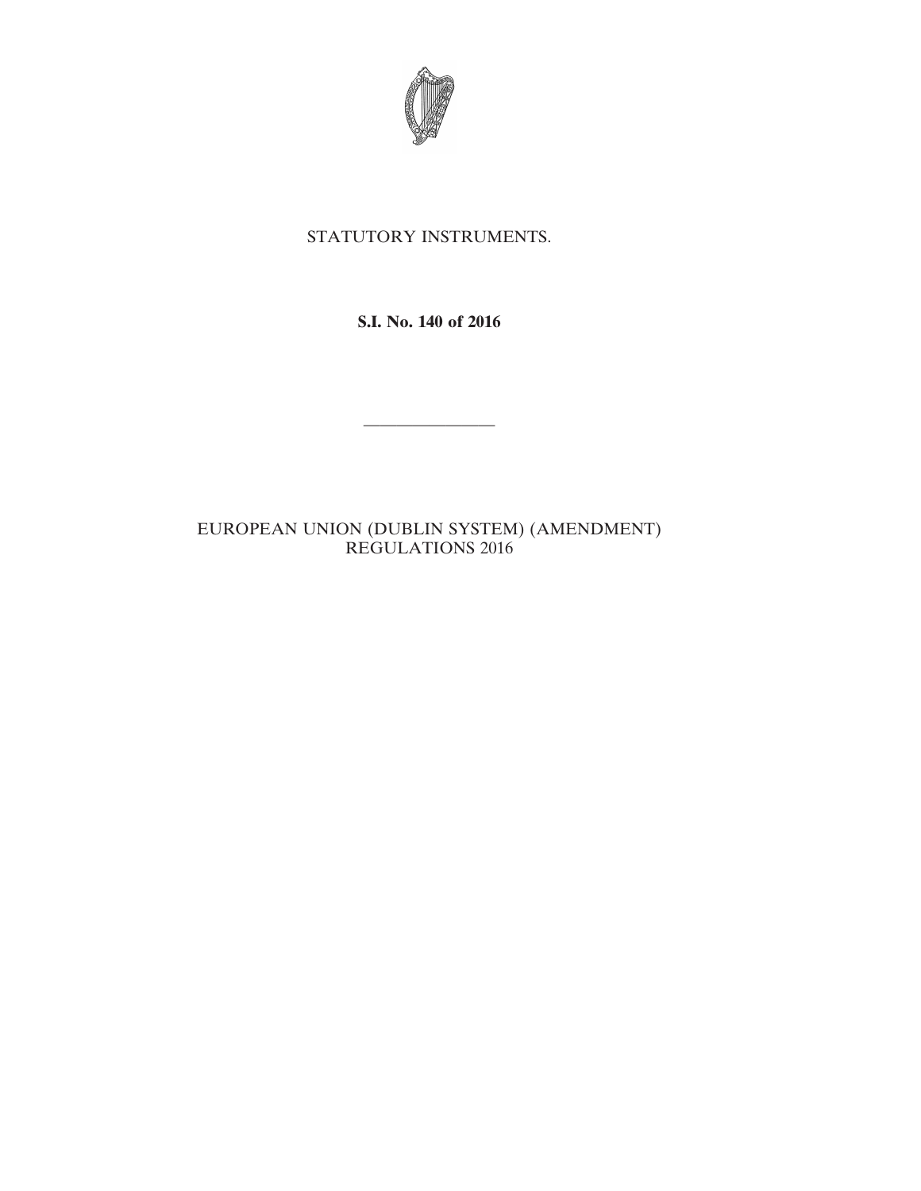STATUTORY INSTRUMENTS.

**S.I. No. 140 of 2016**

---

EUROPEAN UNION (DUBLIN SYSTEM) (AMENDMENT) REGULATIONS 2016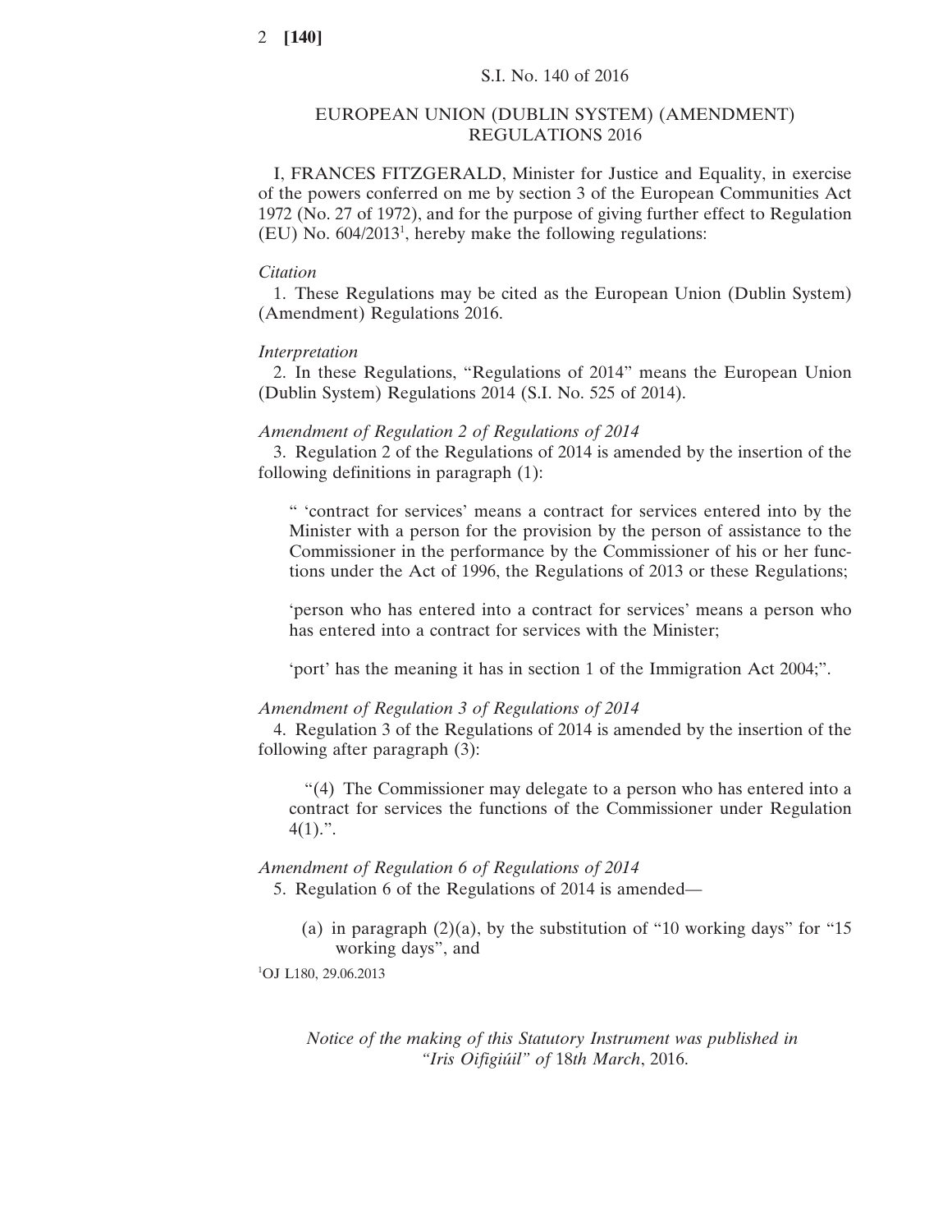S.I. No. 140 of 2016

# EUROPEAN UNION (DUBLIN SYSTEM) (AMENDMENT) REGULATIONS 2016

I, FRANCES FITZGERALD, Minister for Justice and Equality, in exercise of the powers conferred on me by section 3 of the European Communities Act 1972 (No. 27 of 1972), and for the purpose of giving further effect to Regulation (EU) No. 604/2013[1], hereby make the following regulations:

*Citation*

1. These Regulations may be cited as the European Union (Dublin System) (Amendment) Regulations 2016.

*Interpretation*

2. In these Regulations, "Regulations of 2014" means the European Union (Dublin System) Regulations 2014 (S.I. No. 525 of 2014).

*Amendment of Regulation 2 of Regulations of 2014*

3. Regulation 2 of the Regulations of 2014 is amended by the insertion of the following definitions in paragraph (1):

> " 'contract for services' means a contract for services entered into by the Minister with a person for the provision by the person of assistance to the Commissioner in the performance by the Commissioner of his or her functions under the Act of 1996, the Regulations of 2013 or these Regulations;
>
> 'person who has entered into a contract for services' means a person who has entered into a contract for services with the Minister;
>
> 'port' has the meaning it has in section 1 of the Immigration Act 2004;".

*Amendment of Regulation 3 of Regulations of 2014*

4. Regulation 3 of the Regulations of 2014 is amended by the insertion of the following after paragraph (3):

> "(4) The Commissioner may delegate to a person who has entered into a contract for services the functions of the Commissioner under Regulation 4(1).".

*Amendment of Regulation 6 of Regulations of 2014*

5. Regulation 6 of the Regulations of 2014 is amended—

(a) in paragraph (2)(a), by the substitution of "10 working days" for "15 working days", and

[1]OJ L180, 29.06.2013

*Notice of the making of this Statutory Instrument was published in "Iris Oifigiúil" of 18th March, 2016.*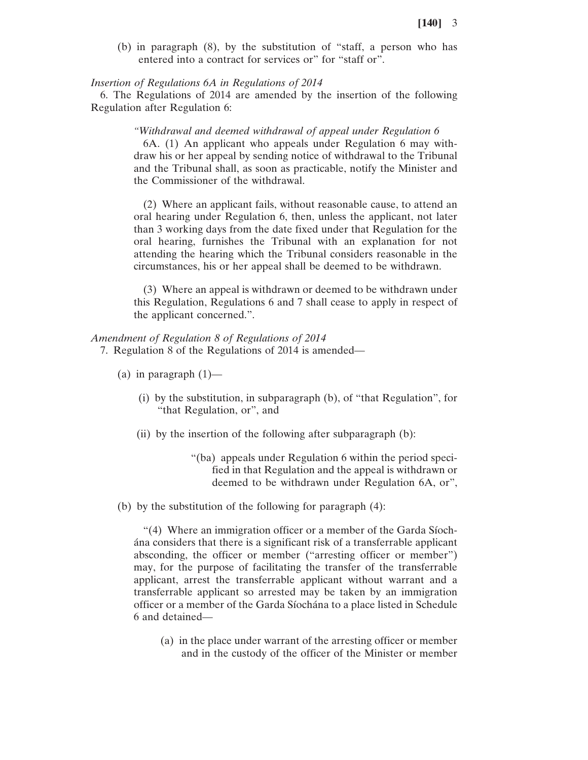(b) in paragraph (8), by the substitution of “staff, a person who has entered into a contract for services or” for “staff or”.

*Insertion of Regulations 6A in Regulations of 2014*

6. The Regulations of 2014 are amended by the insertion of the following Regulation after Regulation 6:

> *“Withdrawal and deemed withdrawal of appeal under Regulation 6*
>
> 6A. (1) An applicant who appeals under Regulation 6 may withdraw his or her appeal by sending notice of withdrawal to the Tribunal and the Tribunal shall, as soon as practicable, notify the Minister and the Commissioner of the withdrawal.
>
> (2) Where an applicant fails, without reasonable cause, to attend an oral hearing under Regulation 6, then, unless the applicant, not later than 3 working days from the date fixed under that Regulation for the oral hearing, furnishes the Tribunal with an explanation for not attending the hearing which the Tribunal considers reasonable in the circumstances, his or her appeal shall be deemed to be withdrawn.
>
> (3) Where an appeal is withdrawn or deemed to be withdrawn under this Regulation, Regulations 6 and 7 shall cease to apply in respect of the applicant concerned.”.

*Amendment of Regulation 8 of Regulations of 2014*

7. Regulation 8 of the Regulations of 2014 is amended—

(a) in paragraph (1)—

(i) by the substitution, in subparagraph (b), of “that Regulation”, for “that Regulation, or”, and

(ii) by the insertion of the following after subparagraph (b):

> “(ba) appeals under Regulation 6 within the period specified in that Regulation and the appeal is withdrawn or deemed to be withdrawn under Regulation 6A, or”,

(b) by the substitution of the following for paragraph (4):

> “(4) Where an immigration officer or a member of the Garda Síochána considers that there is a significant risk of a transferrable applicant absconding, the officer or member (“arresting officer or member”) may, for the purpose of facilitating the transfer of the transferrable applicant, arrest the transferrable applicant without warrant and a transferrable applicant so arrested may be taken by an immigration officer or a member of the Garda Síochána to a place listed in Schedule 6 and detained—
>
> (a) in the place under warrant of the arresting officer or member and in the custody of the officer of the Minister or member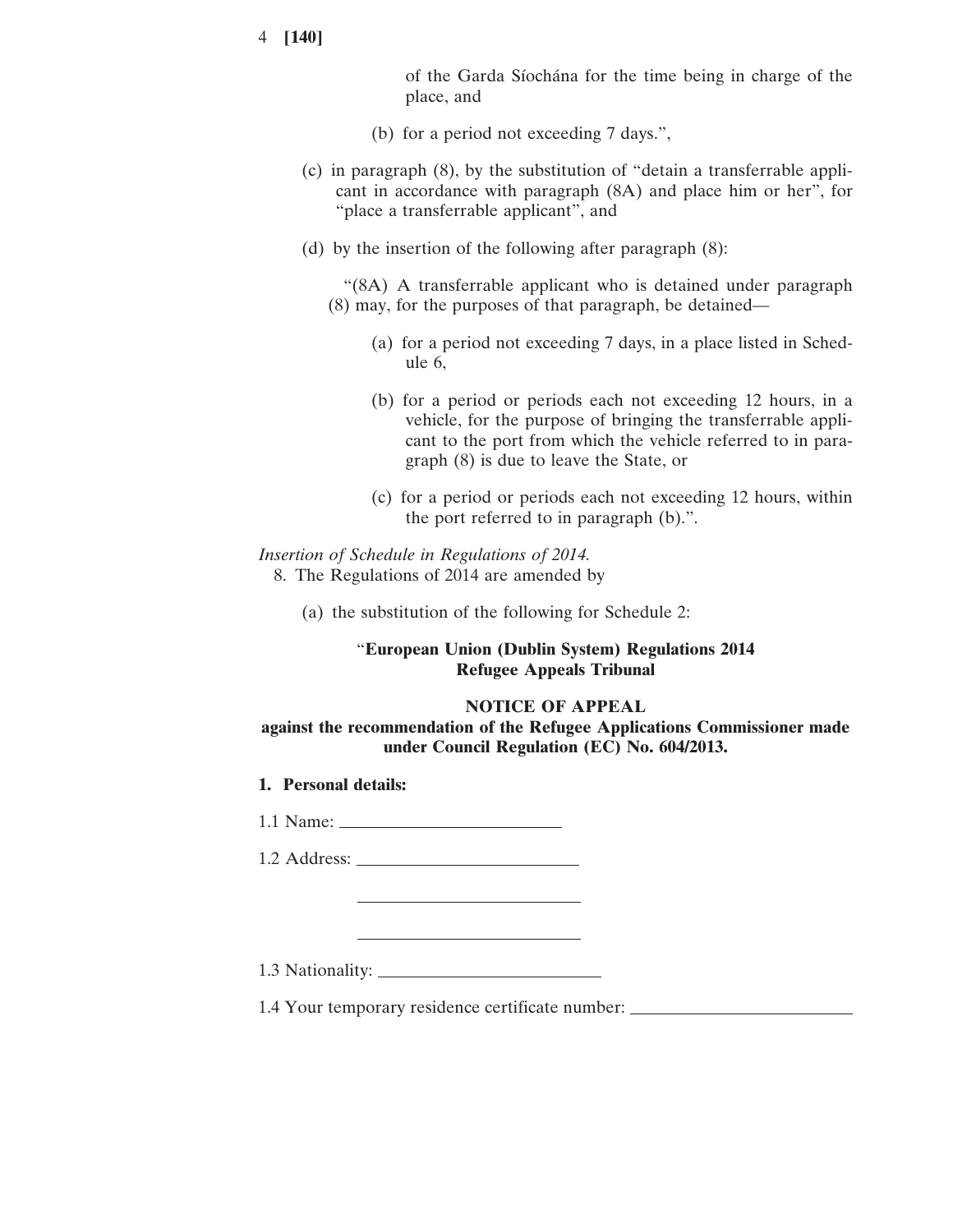of the Garda Síochána for the time being in charge of the place, and

(b) for a period not exceeding 7 days.",

(c) in paragraph (8), by the substitution of "detain a transferrable applicant in accordance with paragraph (8A) and place him or her", for "place a transferrable applicant", and

(d) by the insertion of the following after paragraph (8):

"(8A) A transferrable applicant who is detained under paragraph (8) may, for the purposes of that paragraph, be detained—

(a) for a period not exceeding 7 days, in a place listed in Schedule 6,

(b) for a period or periods each not exceeding 12 hours, in a vehicle, for the purpose of bringing the transferrable applicant to the port from which the vehicle referred to in paragraph (8) is due to leave the State, or

(c) for a period or periods each not exceeding 12 hours, within the port referred to in paragraph (b).".

*Insertion of Schedule in Regulations of 2014.*

8. The Regulations of 2014 are amended by

(a) the substitution of the following for Schedule 2:

"**European Union (Dublin System) Regulations 2014**
**Refugee Appeals Tribunal**

**NOTICE OF APPEAL**
**against the recommendation of the Refugee Applications Commissioner made under Council Regulation (EC) No. 604/2013.**

**1. Personal details:**

1.1 Name: ________________________

1.2 Address: ________________________

________________________

________________________

1.3 Nationality: ________________________

1.4 Your temporary residence certificate number: ________________________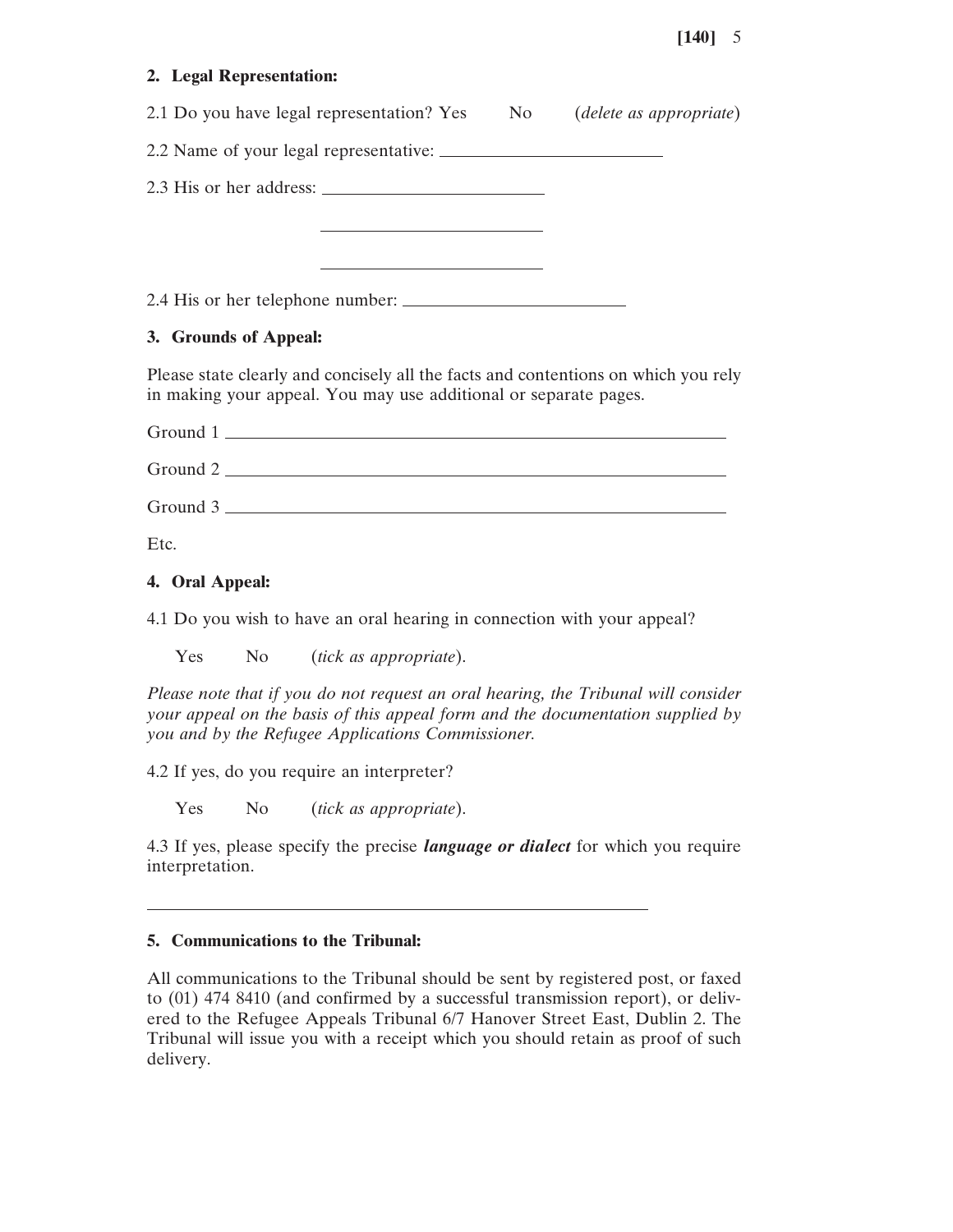**2. Legal Representation:**

2.1 Do you have legal representation? Yes No (*delete as appropriate*)

2.2 Name of your legal representative: \_\_\_\_\_\_\_\_\_\_\_\_\_\_\_\_\_\_\_\_\_\_\_\_

2.3 His or her address: \_\_\_\_\_\_\_\_\_\_\_\_\_\_\_\_\_\_\_\_\_\_\_\_

\_\_\_\_\_\_\_\_\_\_\_\_\_\_\_\_\_\_\_\_\_\_\_\_

\_\_\_\_\_\_\_\_\_\_\_\_\_\_\_\_\_\_\_\_\_\_\_\_

2.4 His or her telephone number: \_\_\_\_\_\_\_\_\_\_\_\_\_\_\_\_\_\_\_\_\_\_\_\_

**3. Grounds of Appeal:**

Please state clearly and concisely all the facts and contentions on which you rely in making your appeal. You may use additional or separate pages.

Ground 1 \_\_\_\_\_\_\_\_\_\_\_\_\_\_\_\_\_\_\_\_\_\_\_\_\_\_\_\_\_\_\_\_\_\_\_\_\_\_\_\_\_\_\_\_\_\_\_\_

Ground 2 \_\_\_\_\_\_\_\_\_\_\_\_\_\_\_\_\_\_\_\_\_\_\_\_\_\_\_\_\_\_\_\_\_\_\_\_\_\_\_\_\_\_\_\_\_\_\_\_

Ground 3 \_\_\_\_\_\_\_\_\_\_\_\_\_\_\_\_\_\_\_\_\_\_\_\_\_\_\_\_\_\_\_\_\_\_\_\_\_\_\_\_\_\_\_\_\_\_\_\_

Etc.

**4. Oral Appeal:**

4.1 Do you wish to have an oral hearing in connection with your appeal?

Yes No (*tick as appropriate*).

*Please note that if you do not request an oral hearing, the Tribunal will consider your appeal on the basis of this appeal form and the documentation supplied by you and by the Refugee Applications Commissioner.*

4.2 If yes, do you require an interpreter?

Yes No (*tick as appropriate*).

4.3 If yes, please specify the precise ***language or dialect*** for which you require interpretation.

\_\_\_\_\_\_\_\_\_\_\_\_\_\_\_\_\_\_\_\_\_\_\_\_\_\_\_\_\_\_\_\_\_\_\_\_\_\_\_\_\_\_\_\_\_\_\_\_\_\_\_\_\_\_

**5. Communications to the Tribunal:**

All communications to the Tribunal should be sent by registered post, or faxed to (01) 474 8410 (and confirmed by a successful transmission report), or delivered to the Refugee Appeals Tribunal 6/7 Hanover Street East, Dublin 2. The Tribunal will issue you with a receipt which you should retain as proof of such delivery.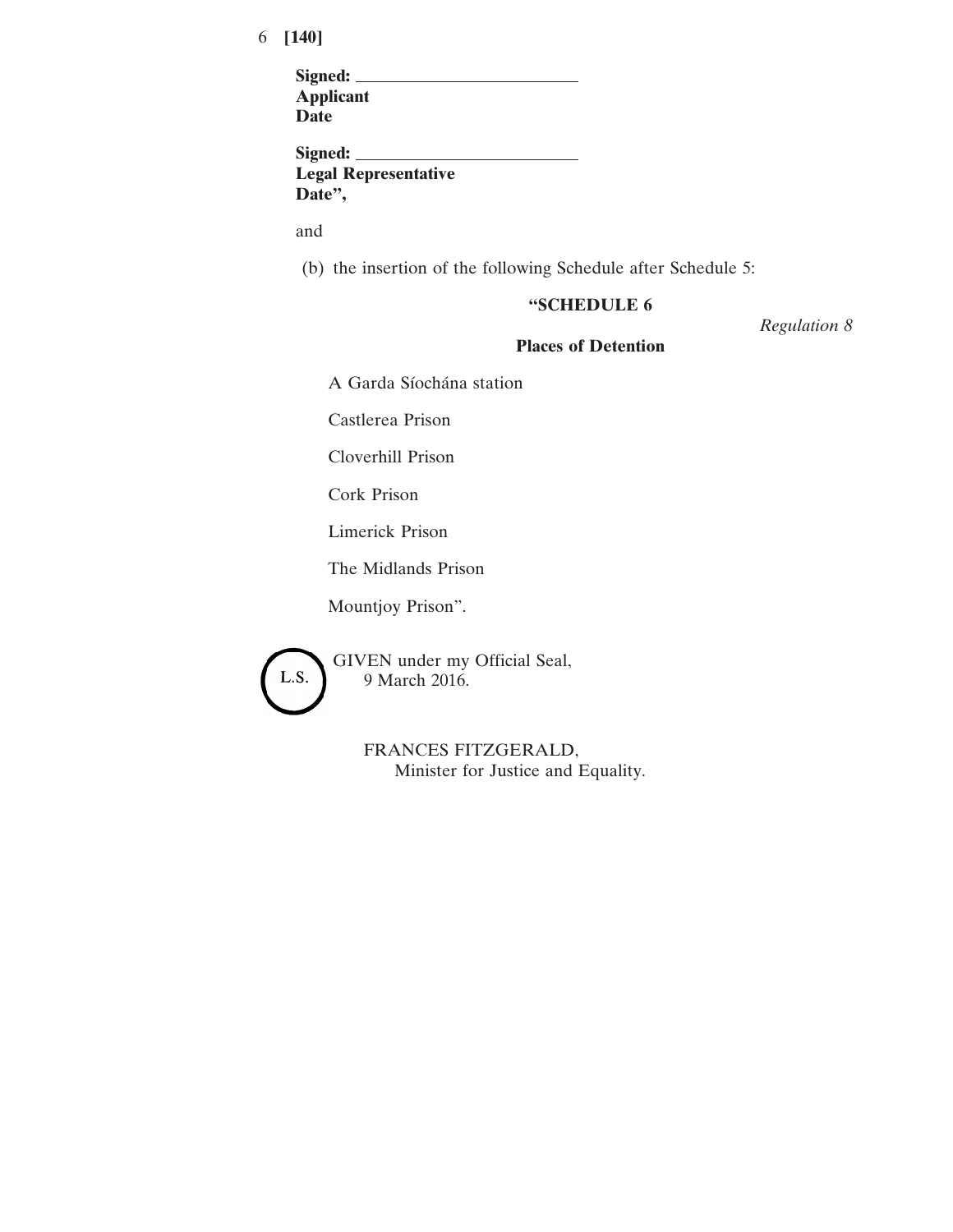**Signed:** \_\_\_\_\_\_\_\_\_\_\_\_\_\_\_\_\_\_\_\_\_\_\_\_\_\_
**Applicant**
**Date**

**Signed:** \_\_\_\_\_\_\_\_\_\_\_\_\_\_\_\_\_\_\_\_\_\_\_\_\_\_
**Legal Representative**
**Date",**

and

(b) the insertion of the following Schedule after Schedule 5:

**"SCHEDULE 6**

*Regulation 8*

**Places of Detention**

A Garda Síochána station

Castlerea Prison

Cloverhill Prison

Cork Prison

Limerick Prison

The Midlands Prison

Mountjoy Prison".

L.S.

GIVEN under my Official Seal,
9 March 2016.

FRANCES FITZGERALD,
Minister for Justice and Equality.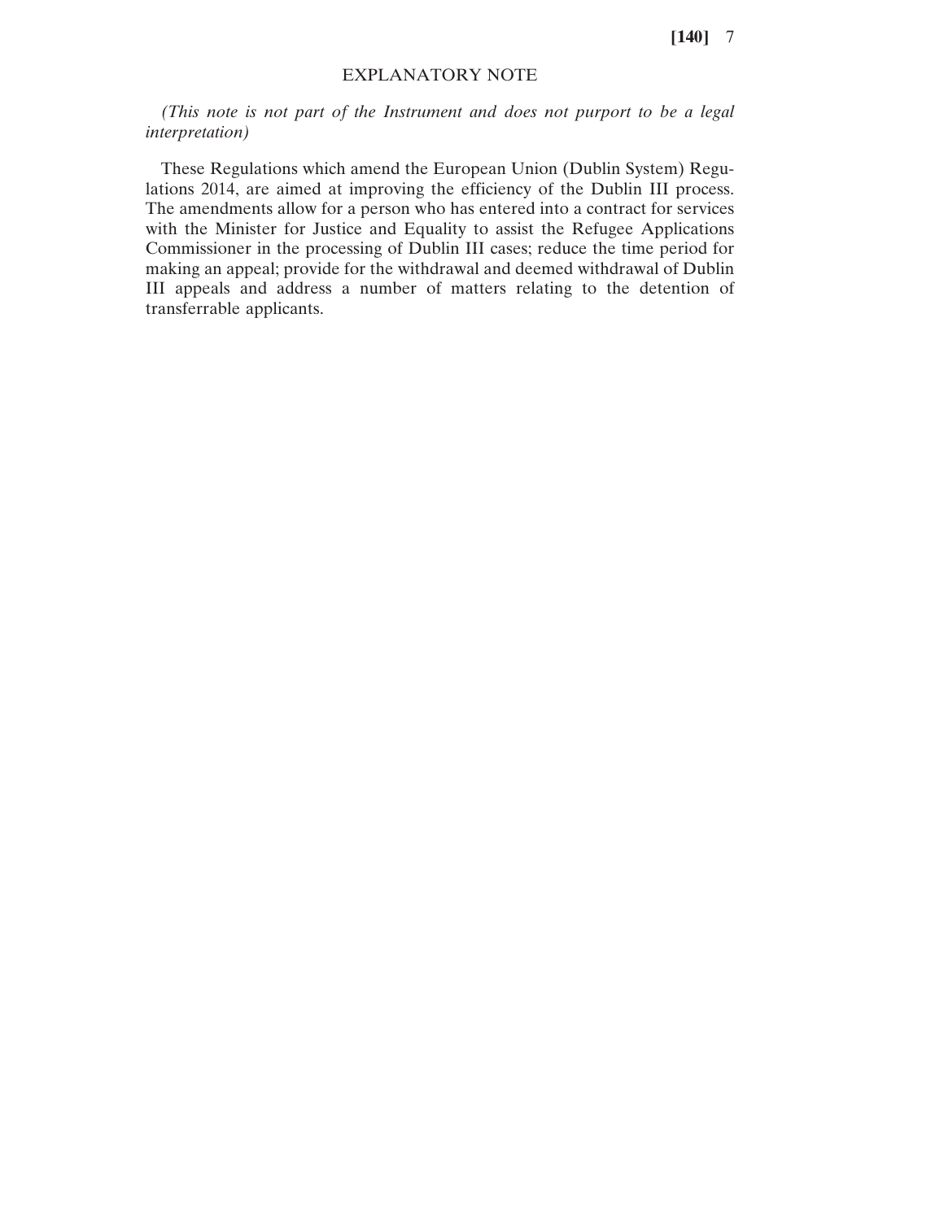# EXPLANATORY NOTE

*(This note is not part of the Instrument and does not purport to be a legal interpretation)*

These Regulations which amend the European Union (Dublin System) Regulations 2014, are aimed at improving the efficiency of the Dublin III process. The amendments allow for a person who has entered into a contract for services with the Minister for Justice and Equality to assist the Refugee Applications Commissioner in the processing of Dublin III cases; reduce the time period for making an appeal; provide for the withdrawal and deemed withdrawal of Dublin III appeals and address a number of matters relating to the detention of transferrable applicants.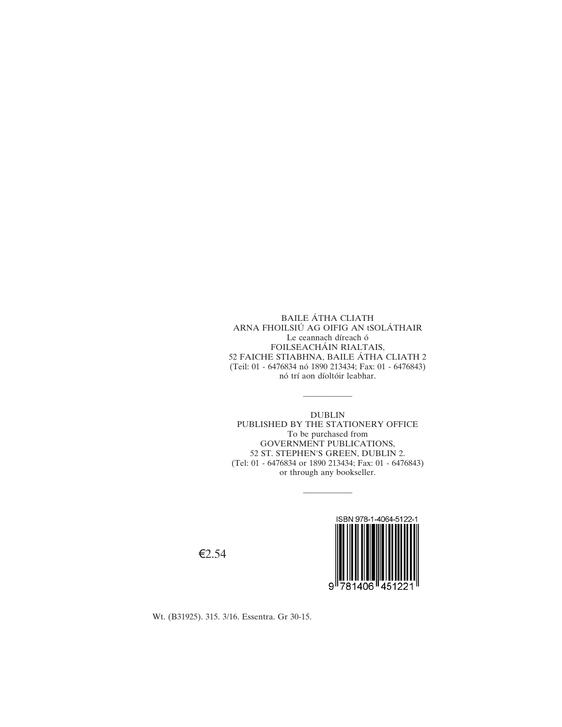BAILE ÁTHA CLIATH
ARNA FHOILSIÚ AG OIFIG AN tSOLÁTHAIR
Le ceannach díreach ó
FOILSEACHÁIN RIALTAIS,
52 FAICHE STIABHNA, BAILE ÁTHA CLIATH 2
(Teil: 01 - 6476834 nó 1890 213434; Fax: 01 - 6476843)
nó trí aon díoltóir leabhar.

---

DUBLIN
PUBLISHED BY THE STATIONERY OFFICE
To be purchased from
GOVERNMENT PUBLICATIONS,
52 ST. STEPHEN'S GREEN, DUBLIN 2.
(Tel: 01 - 6476834 or 1890 213434; Fax: 01 - 6476843)
or through any bookseller.

---

€2.54

ISBN 978-1-4064-5122-1

9 781406 451221

Wt. (B31925). 315. 3/16. Essentra. Gr 30-15.